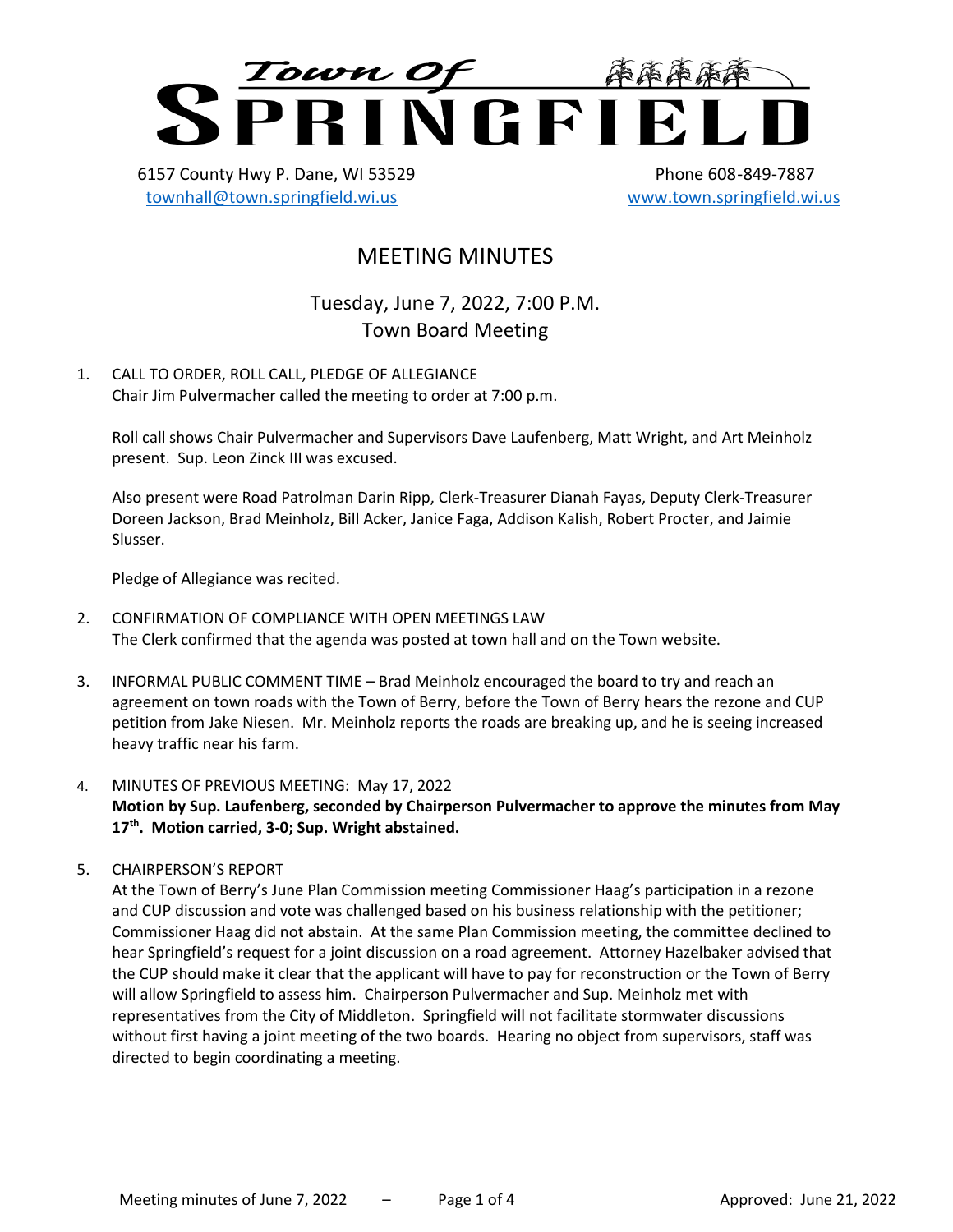# Town Of SPRINGFIELD

6157 County Hwy P. Dane, WI 53529
townhall@town.springfield.wi.us

Phone 608-849-7887
www.town.springfield.wi.us

## MEETING MINUTES

### Tuesday, June 7, 2022, 7:00 P.M.
### Town Board Meeting

1. CALL TO ORDER, ROLL CALL, PLEDGE OF ALLEGIANCE
   Chair Jim Pulvermacher called the meeting to order at 7:00 p.m.

   Roll call shows Chair Pulvermacher and Supervisors Dave Laufenberg, Matt Wright, and Art Meinholz present. Sup. Leon Zinck III was excused.

   Also present were Road Patrolman Darin Ripp, Clerk-Treasurer Dianah Fayas, Deputy Clerk-Treasurer Doreen Jackson, Brad Meinholz, Bill Acker, Janice Faga, Addison Kalish, Robert Procter, and Jaimie Slusser.

   Pledge of Allegiance was recited.

2. CONFIRMATION OF COMPLIANCE WITH OPEN MEETINGS LAW
   The Clerk confirmed that the agenda was posted at town hall and on the Town website.

3. INFORMAL PUBLIC COMMENT TIME – Brad Meinholz encouraged the board to try and reach an agreement on town roads with the Town of Berry, before the Town of Berry hears the rezone and CUP petition from Jake Niesen. Mr. Meinholz reports the roads are breaking up, and he is seeing increased heavy traffic near his farm.

4. MINUTES OF PREVIOUS MEETING: May 17, 2022
   **Motion by Sup. Laufenberg, seconded by Chairperson Pulvermacher to approve the minutes from May 17th. Motion carried, 3-0; Sup. Wright abstained.**

5. CHAIRPERSON'S REPORT
   At the Town of Berry's June Plan Commission meeting Commissioner Haag's participation in a rezone and CUP discussion and vote was challenged based on his business relationship with the petitioner; Commissioner Haag did not abstain. At the same Plan Commission meeting, the committee declined to hear Springfield's request for a joint discussion on a road agreement. Attorney Hazelbaker advised that the CUP should make it clear that the applicant will have to pay for reconstruction or the Town of Berry will allow Springfield to assess him. Chairperson Pulvermacher and Sup. Meinholz met with representatives from the City of Middleton. Springfield will not facilitate stormwater discussions without first having a joint meeting of the two boards. Hearing no object from supervisors, staff was directed to begin coordinating a meeting.

Meeting minutes of June 7, 2022 – Approved: June 21, 2022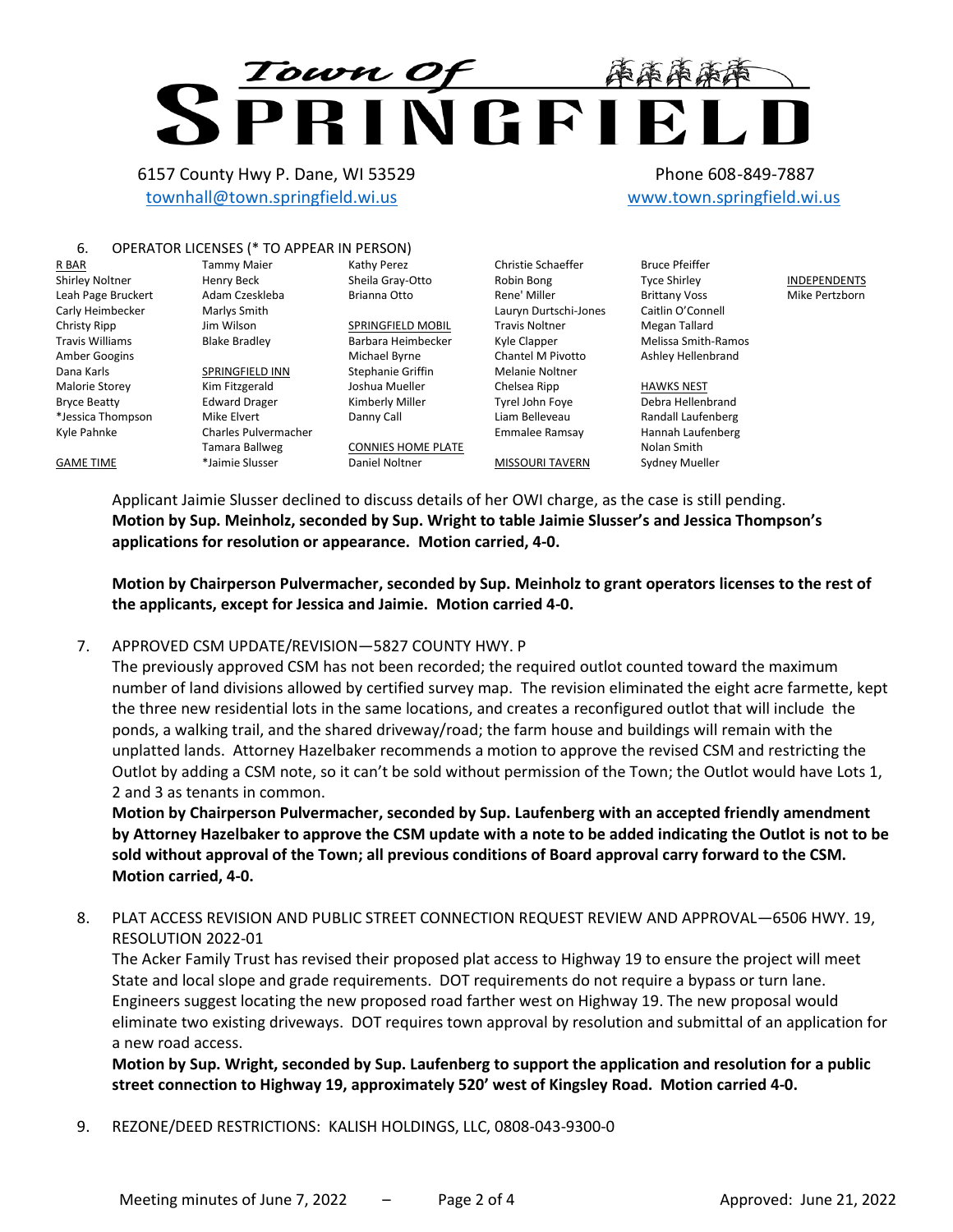6. OPERATOR LICENSES (* TO APPEAR IN PERSON)

R BAR
- Shirley Noltner
- Leah Page Bruckert
- Carly Heimbecker
- Christy Ripp
- Travis Williams
- Amber Googins
- Dana Karls
- Malorie Storey
- Bryce Beatty
- *Jessica Thompson
- Kyle Pahnke

GAME TIME
- Tammy Maier
- Henry Beck
- Adam Czeskleba
- Marlys Smith
- Jim Wilson
- Blake Bradley

SPRINGFIELD INN
- Kim Fitzgerald
- Edward Drager
- Mike Elvert
- Charles Pulvermacher
- Tamara Ballweg
- *Jaimie Slusser
- Kathy Perez
- Sheila Gray-Otto
- Brianna Otto

SPRINGFIELD MOBIL
- Barbara Heimbecker
- Michael Byrne
- Stephanie Griffin
- Joshua Mueller
- Kimberly Miller
- Danny Call

CONNIES HOME PLATE
- Daniel Noltner
- Christie Schaeffer
- Robin Bong
- Rene' Miller
- Lauryn Durtschi-Jones
- Travis Noltner
- Kyle Clapper
- Chantel M Pivotto
- Melanie Noltner
- Chelsea Ripp
- Tyrel John Foye
- Liam Belleveau
- Emmalee Ramsay

MISSOURI TAVERN
- Bruce Pfeiffer
- Tyce Shirley
- Brittany Voss
- Caitlin O'Connell
- Megan Tallard
- Melissa Smith-Ramos
- Ashley Hellenbrand

HAWKS NEST
- Debra Hellenbrand
- Randall Laufenberg
- Hannah Laufenberg
- Nolan Smith
- Sydney Mueller

INDEPENDENTS
- Mike Pertzborn

Applicant Jaimie Slusser declined to discuss details of her OWI charge, as the case is still pending. **Motion by Sup. Meinholz, seconded by Sup. Wright to table Jaimie Slusser's and Jessica Thompson's applications for resolution or appearance. Motion carried, 4-0.**

**Motion by Chairperson Pulvermacher, seconded by Sup. Meinholz to grant operators licenses to the rest of the applicants, except for Jessica and Jaimie. Motion carried 4-0.**

7. APPROVED CSM UPDATE/REVISION—5827 COUNTY HWY. P

The previously approved CSM has not been recorded; the required outlot counted toward the maximum number of land divisions allowed by certified survey map. The revision eliminated the eight acre farmette, kept the three new residential lots in the same locations, and creates a reconfigured outlot that will include the ponds, a walking trail, and the shared driveway/road; the farm house and buildings will remain with the unplatted lands. Attorney Hazelbaker recommends a motion to approve the revised CSM and restricting the Outlot by adding a CSM note, so it can't be sold without permission of the Town; the Outlot would have Lots 1, 2 and 3 as tenants in common.

**Motion by Chairperson Pulvermacher, seconded by Sup. Laufenberg with an accepted friendly amendment by Attorney Hazelbaker to approve the CSM update with a note to be added indicating the Outlot is not to be sold without approval of the Town; all previous conditions of Board approval carry forward to the CSM. Motion carried, 4-0.**

8. PLAT ACCESS REVISION AND PUBLIC STREET CONNECTION REQUEST REVIEW AND APPROVAL—6506 HWY. 19, RESOLUTION 2022-01

The Acker Family Trust has revised their proposed plat access to Highway 19 to ensure the project will meet State and local slope and grade requirements. DOT requirements do not require a bypass or turn lane. Engineers suggest locating the new proposed road farther west on Highway 19. The new proposal would eliminate two existing driveways. DOT requires town approval by resolution and submittal of an application for a new road access.

**Motion by Sup. Wright, seconded by Sup. Laufenberg to support the application and resolution for a public street connection to Highway 19, approximately 520' west of Kingsley Road. Motion carried 4-0.**

9. REZONE/DEED RESTRICTIONS: KALISH HOLDINGS, LLC, 0808-043-9300-0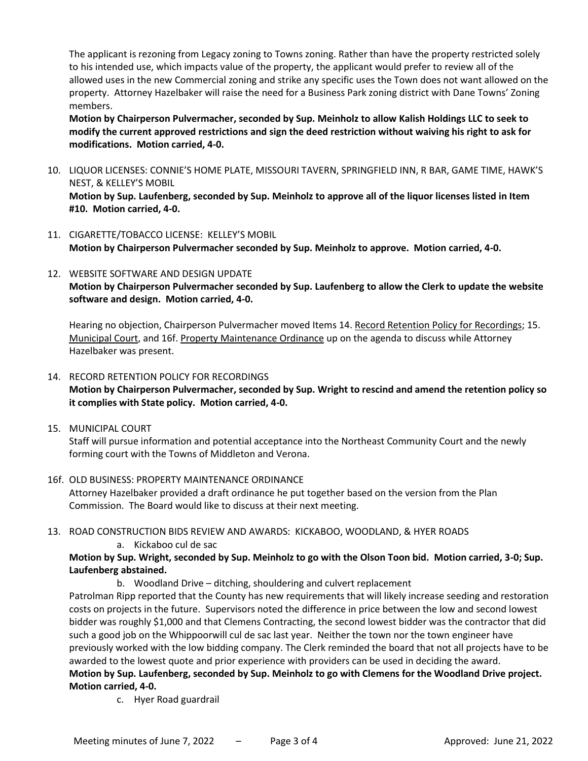The applicant is rezoning from Legacy zoning to Towns zoning. Rather than have the property restricted solely to his intended use, which impacts value of the property, the applicant would prefer to review all of the allowed uses in the new Commercial zoning and strike any specific uses the Town does not want allowed on the property. Attorney Hazelbaker will raise the need for a Business Park zoning district with Dane Towns' Zoning members.

**Motion by Chairperson Pulvermacher, seconded by Sup. Meinholz to allow Kalish Holdings LLC to seek to modify the current approved restrictions and sign the deed restriction without waiving his right to ask for modifications. Motion carried, 4-0.**

10. LIQUOR LICENSES: CONNIE'S HOME PLATE, MISSOURI TAVERN, SPRINGFIELD INN, R BAR, GAME TIME, HAWK'S NEST, & KELLEY'S MOBIL

    **Motion by Sup. Laufenberg, seconded by Sup. Meinholz to approve all of the liquor licenses listed in Item #10. Motion carried, 4-0.**

11. CIGARETTE/TOBACCO LICENSE: KELLEY'S MOBIL

    **Motion by Chairperson Pulvermacher seconded by Sup. Meinholz to approve. Motion carried, 4-0.**

12. WEBSITE SOFTWARE AND DESIGN UPDATE

    **Motion by Chairperson Pulvermacher seconded by Sup. Laufenberg to allow the Clerk to update the website software and design. Motion carried, 4-0.**

    Hearing no objection, Chairperson Pulvermacher moved Items 14. Record Retention Policy for Recordings; 15. Municipal Court, and 16f. Property Maintenance Ordinance up on the agenda to discuss while Attorney Hazelbaker was present.

14. RECORD RETENTION POLICY FOR RECORDINGS

    **Motion by Chairperson Pulvermacher, seconded by Sup. Wright to rescind and amend the retention policy so it complies with State policy. Motion carried, 4-0.**

15. MUNICIPAL COURT

    Staff will pursue information and potential acceptance into the Northeast Community Court and the newly forming court with the Towns of Middleton and Verona.

16f. OLD BUSINESS: PROPERTY MAINTENANCE ORDINANCE

Attorney Hazelbaker provided a draft ordinance he put together based on the version from the Plan Commission. The Board would like to discuss at their next meeting.

13. ROAD CONSTRUCTION BIDS REVIEW AND AWARDS: KICKABOO, WOODLAND, & HYER ROADS

    a. Kickaboo cul de sac

    **Motion by Sup. Wright, seconded by Sup. Meinholz to go with the Olson Toon bid. Motion carried, 3-0; Sup. Laufenberg abstained.**

    b. Woodland Drive – ditching, shouldering and culvert replacement

    Patrolman Ripp reported that the County has new requirements that will likely increase seeding and restoration costs on projects in the future. Supervisors noted the difference in price between the low and second lowest bidder was roughly $1,000 and that Clemens Contracting, the second lowest bidder was the contractor that did such a good job on the Whippoorwill cul de sac last year. Neither the town nor the town engineer have previously worked with the low bidding company. The Clerk reminded the board that not all projects have to be awarded to the lowest quote and prior experience with providers can be used in deciding the award.

    **Motion by Sup. Laufenberg, seconded by Sup. Meinholz to go with Clemens for the Woodland Drive project. Motion carried, 4-0.**

    c. Hyer Road guardrail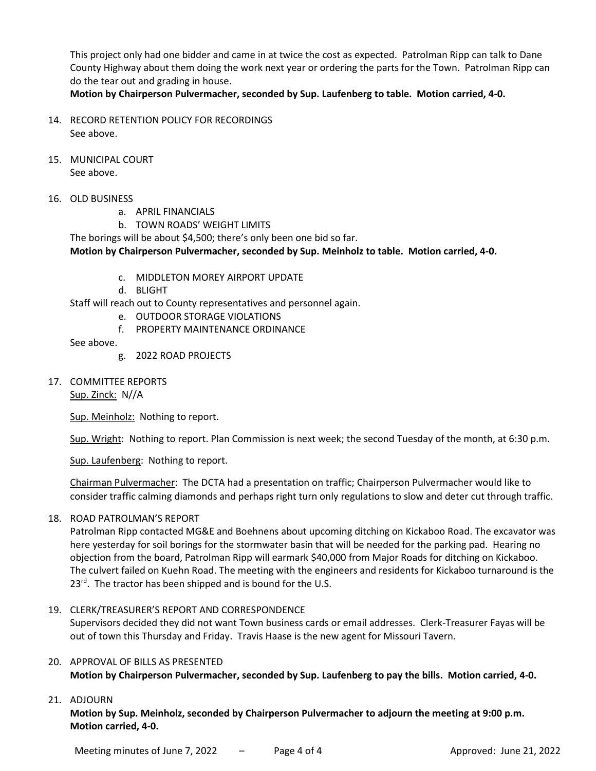This project only had one bidder and came in at twice the cost as expected. Patrolman Ripp can talk to Dane County Highway about them doing the work next year or ordering the parts for the Town. Patrolman Ripp can do the tear out and grading in house.

**Motion by Chairperson Pulvermacher, seconded by Sup. Laufenberg to table. Motion carried, 4-0.**

14. RECORD RETENTION POLICY FOR RECORDINGS
    See above.

15. MUNICIPAL COURT
    See above.

16. OLD BUSINESS
    a. APRIL FINANCIALS
    b. TOWN ROADS' WEIGHT LIMITS

    The borings will be about $4,500; there's only been one bid so far.

    **Motion by Chairperson Pulvermacher, seconded by Sup. Meinholz to table. Motion carried, 4-0.**

    c. MIDDLETON MOREY AIRPORT UPDATE
    d. BLIGHT

    Staff will reach out to County representatives and personnel again.

    e. OUTDOOR STORAGE VIOLATIONS
    f. PROPERTY MAINTENANCE ORDINANCE

    See above.

    g. 2022 ROAD PROJECTS

17. COMMITTEE REPORTS

    Sup. Zinck: N//A

    Sup. Meinholz: Nothing to report.

    Sup. Wright: Nothing to report. Plan Commission is next week; the second Tuesday of the month, at 6:30 p.m.

    Sup. Laufenberg: Nothing to report.

    Chairman Pulvermacher: The DCTA had a presentation on traffic; Chairperson Pulvermacher would like to consider traffic calming diamonds and perhaps right turn only regulations to slow and deter cut through traffic.

18. ROAD PATROLMAN'S REPORT

    Patrolman Ripp contacted MG&E and Boehnens about upcoming ditching on Kickaboo Road. The excavator was here yesterday for soil borings for the stormwater basin that will be needed for the parking pad. Hearing no objection from the board, Patrolman Ripp will earmark $40,000 from Major Roads for ditching on Kickaboo. The culvert failed on Kuehn Road. The meeting with the engineers and residents for Kickaboo turnaround is the 23rd. The tractor has been shipped and is bound for the U.S.

19. CLERK/TREASURER'S REPORT AND CORRESPONDENCE

    Supervisors decided they did not want Town business cards or email addresses. Clerk-Treasurer Fayas will be out of town this Thursday and Friday. Travis Haase is the new agent for Missouri Tavern.

20. APPROVAL OF BILLS AS PRESENTED

    **Motion by Chairperson Pulvermacher, seconded by Sup. Laufenberg to pay the bills. Motion carried, 4-0.**

21. ADJOURN

    **Motion by Sup. Meinholz, seconded by Chairperson Pulvermacher to adjourn the meeting at 9:00 p.m. Motion carried, 4-0.**

Meeting minutes of June 7, 2022 – Approved: June 21, 2022